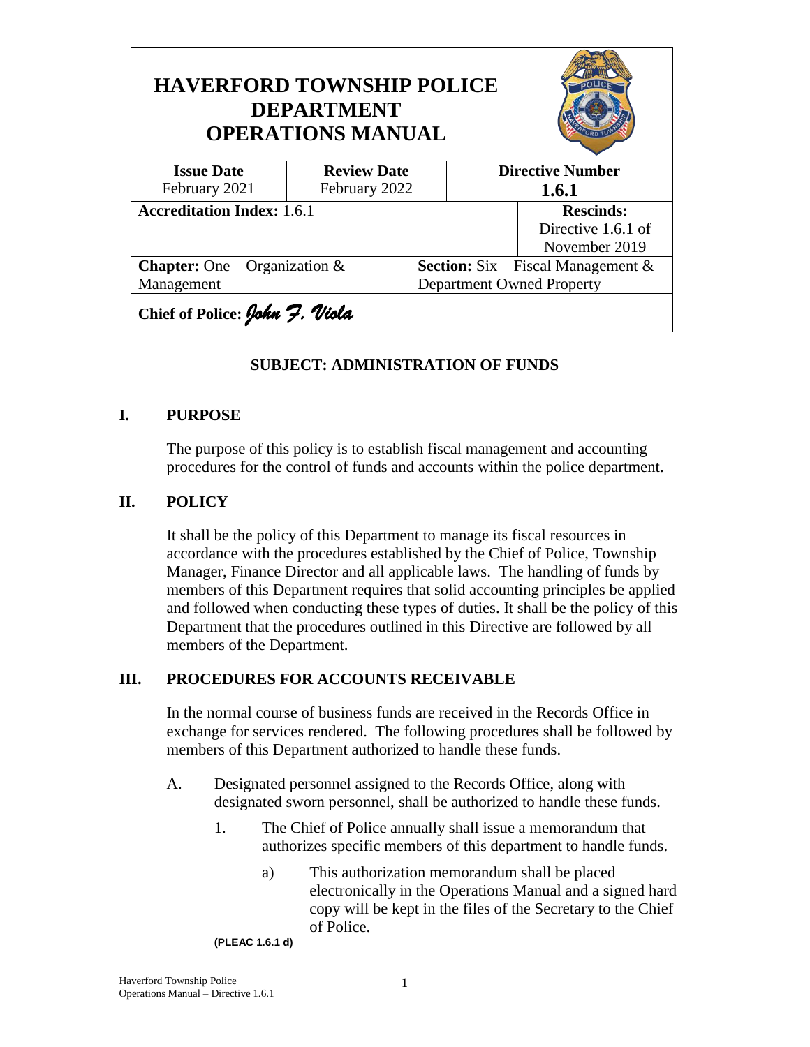# HAVERFORD TOWNSHIP POLICE DEPARTMENT OPERATIONS MANUAL

| Issue Date | Review Date | Directive Number |
|---|---|---|
| February 2021 | February 2022 | **1.6.1** |

| **Accreditation Index:** 1.6.1 | **Rescinds:** Directive 1.6.1 of November 2019 |
|---|---|

| **Chapter:** One – Organization & Management | **Section:** Six – Fiscal Management & Department Owned Property |
|---|---|

**Chief of Police:** *John F. Viola*

**SUBJECT: ADMINISTRATION OF FUNDS**

## I. PURPOSE

The purpose of this policy is to establish fiscal management and accounting procedures for the control of funds and accounts within the police department.

## II. POLICY

It shall be the policy of this Department to manage its fiscal resources in accordance with the procedures established by the Chief of Police, Township Manager, Finance Director and all applicable laws. The handling of funds by members of this Department requires that solid accounting principles be applied and followed when conducting these types of duties. It shall be the policy of this Department that the procedures outlined in this Directive are followed by all members of the Department.

## III. PROCEDURES FOR ACCOUNTS RECEIVABLE

In the normal course of business funds are received in the Records Office in exchange for services rendered. The following procedures shall be followed by members of this Department authorized to handle these funds.

A. Designated personnel assigned to the Records Office, along with designated sworn personnel, shall be authorized to handle these funds.

1. The Chief of Police annually shall issue a memorandum that authorizes specific members of this department to handle funds.

    a) This authorization memorandum shall be placed electronically in the Operations Manual and a signed hard copy will be kept in the files of the Secretary to the Chief of Police.

**(PLEAC 1.6.1 d)**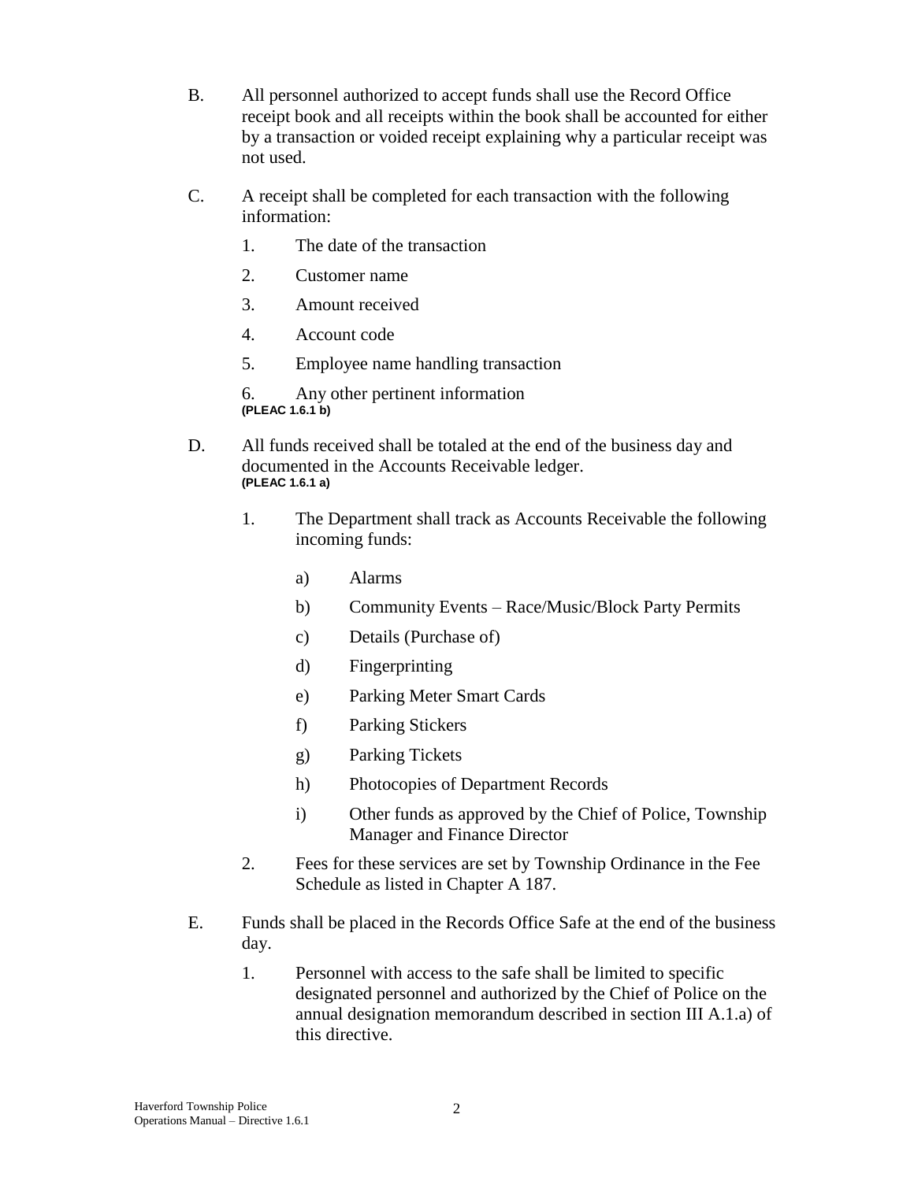B. All personnel authorized to accept funds shall use the Record Office receipt book and all receipts within the book shall be accounted for either by a transaction or voided receipt explaining why a particular receipt was not used.

C. A receipt shall be completed for each transaction with the following information:

1. The date of the transaction
2. Customer name
3. Amount received
4. Account code
5. Employee name handling transaction
6. Any other pertinent information

**(PLEAC 1.6.1 b)**

D. All funds received shall be totaled at the end of the business day and documented in the Accounts Receivable ledger.
**(PLEAC 1.6.1 a)**

1. The Department shall track as Accounts Receivable the following incoming funds:

   a) Alarms

   b) Community Events – Race/Music/Block Party Permits

   c) Details (Purchase of)

   d) Fingerprinting

   e) Parking Meter Smart Cards

   f) Parking Stickers

   g) Parking Tickets

   h) Photocopies of Department Records

   i) Other funds as approved by the Chief of Police, Township Manager and Finance Director

2. Fees for these services are set by Township Ordinance in the Fee Schedule as listed in Chapter A 187.

E. Funds shall be placed in the Records Office Safe at the end of the business day.

1. Personnel with access to the safe shall be limited to specific designated personnel and authorized by the Chief of Police on the annual designation memorandum described in section III A.1.a) of this directive.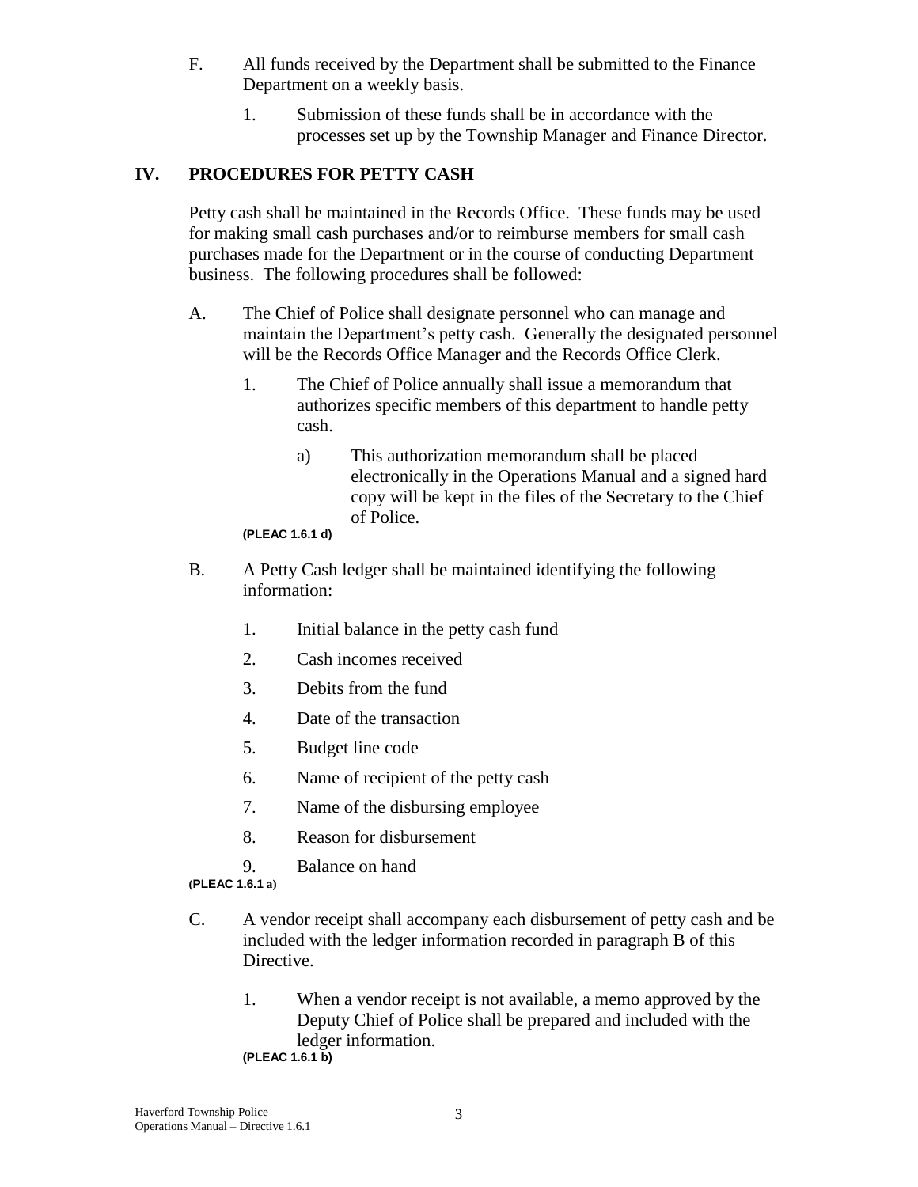F. All funds received by the Department shall be submitted to the Finance Department on a weekly basis.

   1. Submission of these funds shall be in accordance with the processes set up by the Township Manager and Finance Director.

## IV. PROCEDURES FOR PETTY CASH

Petty cash shall be maintained in the Records Office. These funds may be used for making small cash purchases and/or to reimburse members for small cash purchases made for the Department or in the course of conducting Department business. The following procedures shall be followed:

A. The Chief of Police shall designate personnel who can manage and maintain the Department's petty cash. Generally the designated personnel will be the Records Office Manager and the Records Office Clerk.

   1. The Chief of Police annually shall issue a memorandum that authorizes specific members of this department to handle petty cash.

      a) This authorization memorandum shall be placed electronically in the Operations Manual and a signed hard copy will be kept in the files of the Secretary to the Chief of Police.

**(PLEAC 1.6.1 d)**

B. A Petty Cash ledger shall be maintained identifying the following information:

   1. Initial balance in the petty cash fund
   2. Cash incomes received
   3. Debits from the fund
   4. Date of the transaction
   5. Budget line code
   6. Name of recipient of the petty cash
   7. Name of the disbursing employee
   8. Reason for disbursement
   9. Balance on hand

**(PLEAC 1.6.1 a)**

C. A vendor receipt shall accompany each disbursement of petty cash and be included with the ledger information recorded in paragraph B of this Directive.

   1. When a vendor receipt is not available, a memo approved by the Deputy Chief of Police shall be prepared and included with the ledger information.

**(PLEAC 1.6.1 b)**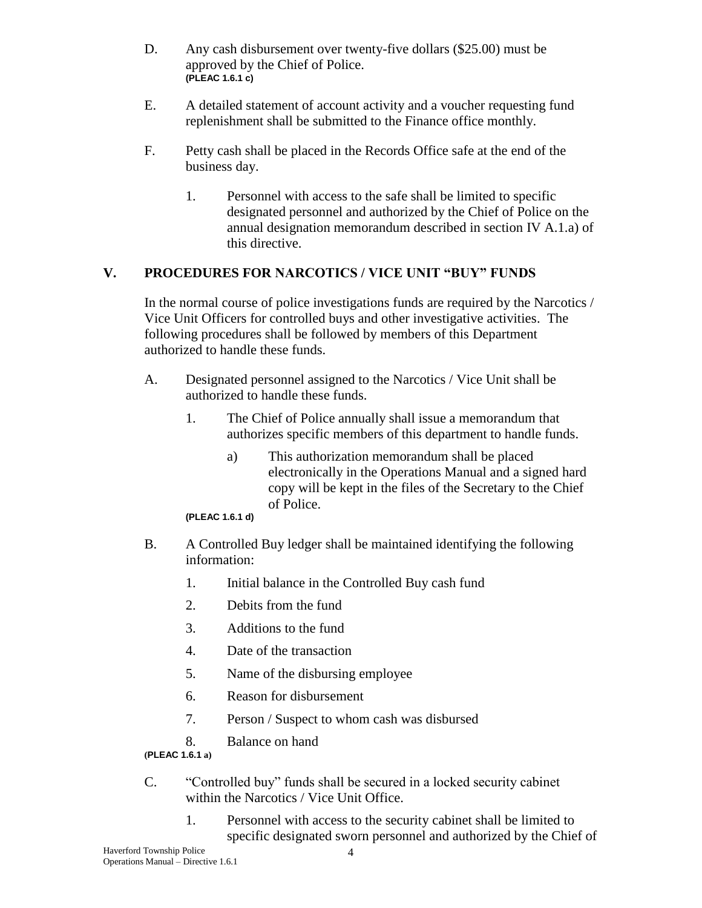D. Any cash disbursement over twenty-five dollars ($25.00) must be approved by the Chief of Police.
**(PLEAC 1.6.1 c)**

E. A detailed statement of account activity and a voucher requesting fund replenishment shall be submitted to the Finance office monthly.

F. Petty cash shall be placed in the Records Office safe at the end of the business day.

  1. Personnel with access to the safe shall be limited to specific designated personnel and authorized by the Chief of Police on the annual designation memorandum described in section IV A.1.a) of this directive.

## V. PROCEDURES FOR NARCOTICS / VICE UNIT "BUY" FUNDS

In the normal course of police investigations funds are required by the Narcotics / Vice Unit Officers for controlled buys and other investigative activities. The following procedures shall be followed by members of this Department authorized to handle these funds.

A. Designated personnel assigned to the Narcotics / Vice Unit shall be authorized to handle these funds.

  1. The Chief of Police annually shall issue a memorandum that authorizes specific members of this department to handle funds.

    a) This authorization memorandum shall be placed electronically in the Operations Manual and a signed hard copy will be kept in the files of the Secretary to the Chief of Police.

**(PLEAC 1.6.1 d)**

B. A Controlled Buy ledger shall be maintained identifying the following information:

  1. Initial balance in the Controlled Buy cash fund
  2. Debits from the fund
  3. Additions to the fund
  4. Date of the transaction
  5. Name of the disbursing employee
  6. Reason for disbursement
  7. Person / Suspect to whom cash was disbursed
  8. Balance on hand

**(PLEAC 1.6.1 a)**

C. "Controlled buy" funds shall be secured in a locked security cabinet within the Narcotics / Vice Unit Office.

  1. Personnel with access to the security cabinet shall be limited to specific designated sworn personnel and authorized by the Chief of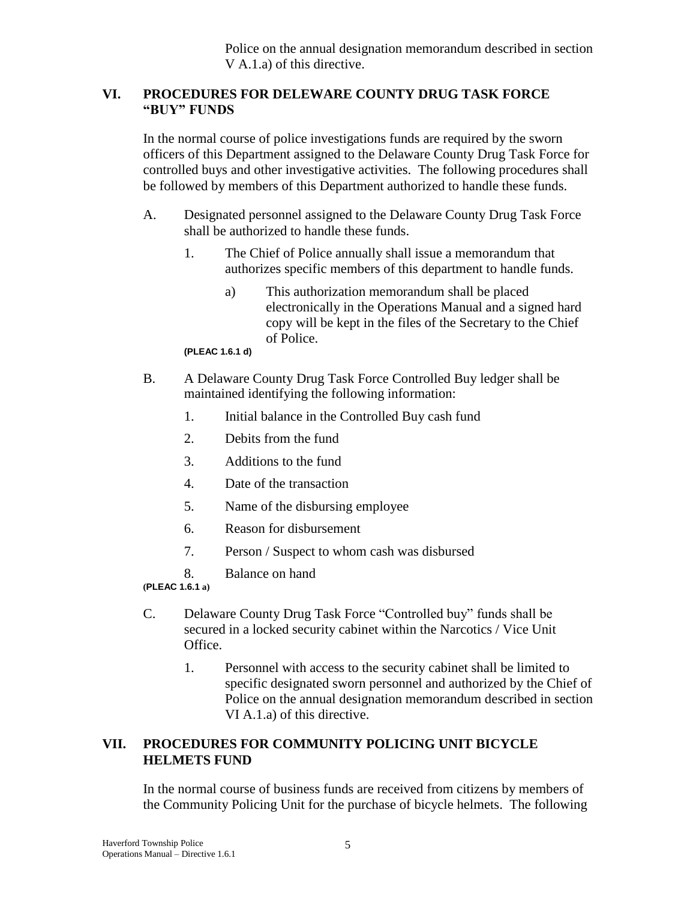Police on the annual designation memorandum described in section V A.1.a) of this directive.

## VI. PROCEDURES FOR DELEWARE COUNTY DRUG TASK FORCE "BUY" FUNDS

In the normal course of police investigations funds are required by the sworn officers of this Department assigned to the Delaware County Drug Task Force for controlled buys and other investigative activities. The following procedures shall be followed by members of this Department authorized to handle these funds.

A. Designated personnel assigned to the Delaware County Drug Task Force shall be authorized to handle these funds.

   1. The Chief of Police annually shall issue a memorandum that authorizes specific members of this department to handle funds.

      a) This authorization memorandum shall be placed electronically in the Operations Manual and a signed hard copy will be kept in the files of the Secretary to the Chief of Police.

**(PLEAC 1.6.1 d)**

B. A Delaware County Drug Task Force Controlled Buy ledger shall be maintained identifying the following information:

   1. Initial balance in the Controlled Buy cash fund
   2. Debits from the fund
   3. Additions to the fund
   4. Date of the transaction
   5. Name of the disbursing employee
   6. Reason for disbursement
   7. Person / Suspect to whom cash was disbursed
   8. Balance on hand

**(PLEAC 1.6.1 a)**

C. Delaware County Drug Task Force "Controlled buy" funds shall be secured in a locked security cabinet within the Narcotics / Vice Unit Office.

   1. Personnel with access to the security cabinet shall be limited to specific designated sworn personnel and authorized by the Chief of Police on the annual designation memorandum described in section VI A.1.a) of this directive.

## VII. PROCEDURES FOR COMMUNITY POLICING UNIT BICYCLE HELMETS FUND

In the normal course of business funds are received from citizens by members of the Community Policing Unit for the purchase of bicycle helmets. The following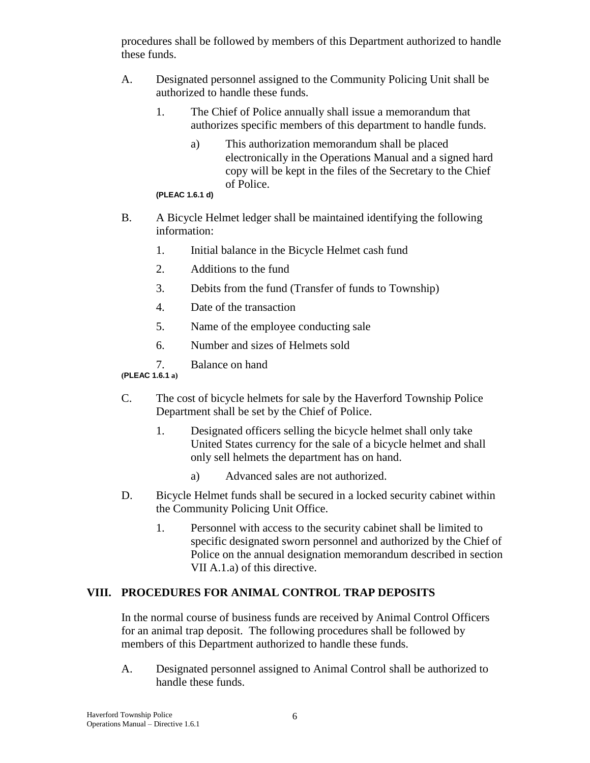procedures shall be followed by members of this Department authorized to handle these funds.

A. Designated personnel assigned to the Community Policing Unit shall be authorized to handle these funds.

   1. The Chief of Police annually shall issue a memorandum that authorizes specific members of this department to handle funds.

      a) This authorization memorandum shall be placed electronically in the Operations Manual and a signed hard copy will be kept in the files of the Secretary to the Chief of Police.

**(PLEAC 1.6.1 d)**

B. A Bicycle Helmet ledger shall be maintained identifying the following information:

   1. Initial balance in the Bicycle Helmet cash fund
   2. Additions to the fund
   3. Debits from the fund (Transfer of funds to Township)
   4. Date of the transaction
   5. Name of the employee conducting sale
   6. Number and sizes of Helmets sold
   7. Balance on hand

**(PLEAC 1.6.1 a)**

C. The cost of bicycle helmets for sale by the Haverford Township Police Department shall be set by the Chief of Police.

   1. Designated officers selling the bicycle helmet shall only take United States currency for the sale of a bicycle helmet and shall only sell helmets the department has on hand.

      a) Advanced sales are not authorized.

D. Bicycle Helmet funds shall be secured in a locked security cabinet within the Community Policing Unit Office.

   1. Personnel with access to the security cabinet shall be limited to specific designated sworn personnel and authorized by the Chief of Police on the annual designation memorandum described in section VII A.1.a) of this directive.

## VIII. PROCEDURES FOR ANIMAL CONTROL TRAP DEPOSITS

In the normal course of business funds are received by Animal Control Officers for an animal trap deposit. The following procedures shall be followed by members of this Department authorized to handle these funds.

A. Designated personnel assigned to Animal Control shall be authorized to handle these funds.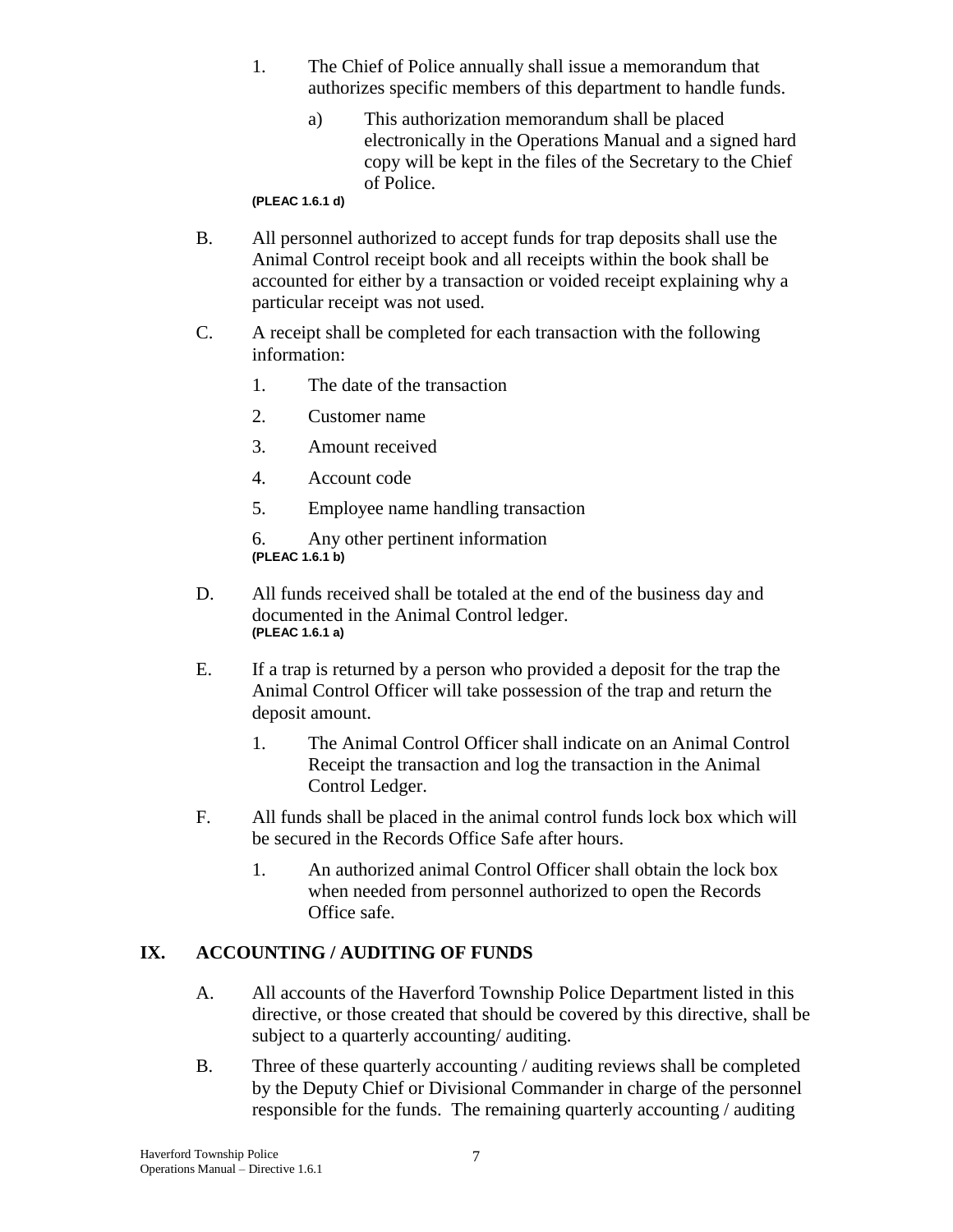1. The Chief of Police annually shall issue a memorandum that authorizes specific members of this department to handle funds.

    a) This authorization memorandum shall be placed electronically in the Operations Manual and a signed hard copy will be kept in the files of the Secretary to the Chief of Police.

**(PLEAC 1.6.1 d)**

B. All personnel authorized to accept funds for trap deposits shall use the Animal Control receipt book and all receipts within the book shall be accounted for either by a transaction or voided receipt explaining why a particular receipt was not used.

C. A receipt shall be completed for each transaction with the following information:

1. The date of the transaction
2. Customer name
3. Amount received
4. Account code
5. Employee name handling transaction
6. Any other pertinent information

**(PLEAC 1.6.1 b)**

D. All funds received shall be totaled at the end of the business day and documented in the Animal Control ledger.
**(PLEAC 1.6.1 a)**

E. If a trap is returned by a person who provided a deposit for the trap the Animal Control Officer will take possession of the trap and return the deposit amount.

1. The Animal Control Officer shall indicate on an Animal Control Receipt the transaction and log the transaction in the Animal Control Ledger.

F. All funds shall be placed in the animal control funds lock box which will be secured in the Records Office Safe after hours.

1. An authorized animal Control Officer shall obtain the lock box when needed from personnel authorized to open the Records Office safe.

## IX. ACCOUNTING / AUDITING OF FUNDS

A. All accounts of the Haverford Township Police Department listed in this directive, or those created that should be covered by this directive, shall be subject to a quarterly accounting/ auditing.

B. Three of these quarterly accounting / auditing reviews shall be completed by the Deputy Chief or Divisional Commander in charge of the personnel responsible for the funds. The remaining quarterly accounting / auditing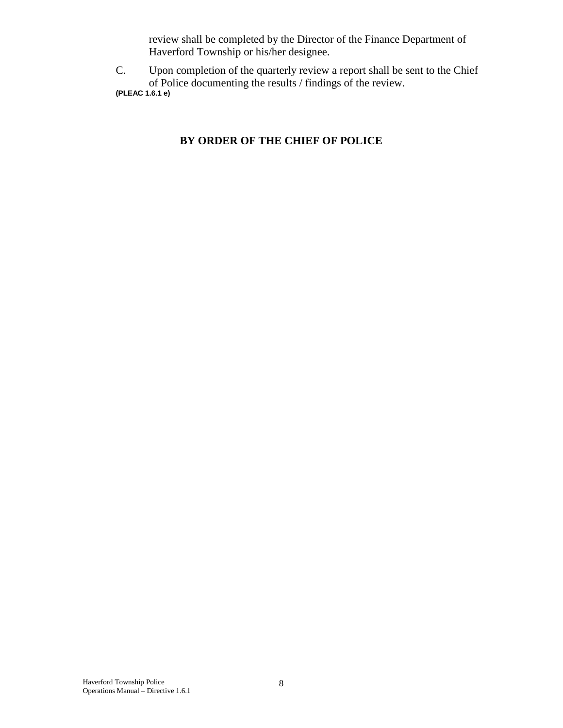review shall be completed by the Director of the Finance Department of Haverford Township or his/her designee.

C. Upon completion of the quarterly review a report shall be sent to the Chief of Police documenting the results / findings of the review.

**(PLEAC 1.6.1 e)**

**BY ORDER OF THE CHIEF OF POLICE**